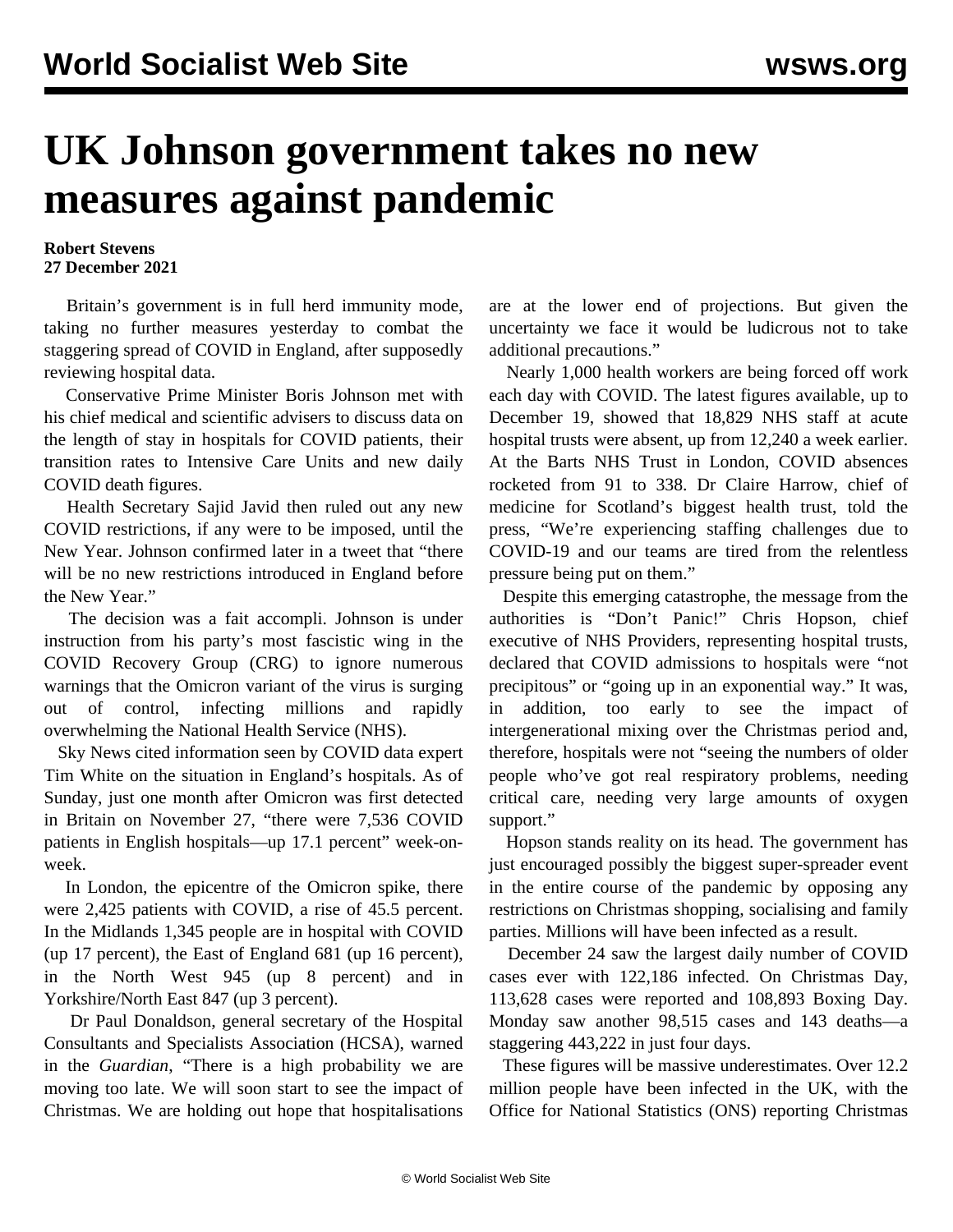# UK Johnson government takes no new measures against pandemic

**Robert Stevens**
**27 December 2021**

Britain's government is in full herd immunity mode, taking no further measures yesterday to combat the staggering spread of COVID in England, after supposedly reviewing hospital data.

Conservative Prime Minister Boris Johnson met with his chief medical and scientific advisers to discuss data on the length of stay in hospitals for COVID patients, their transition rates to Intensive Care Units and new daily COVID death figures.

Health Secretary Sajid Javid then ruled out any new COVID restrictions, if any were to be imposed, until the New Year. Johnson confirmed later in a tweet that "there will be no new restrictions introduced in England before the New Year."

The decision was a fait accompli. Johnson is under instruction from his party's most fascistic wing in the COVID Recovery Group (CRG) to ignore numerous warnings that the Omicron variant of the virus is surging out of control, infecting millions and rapidly overwhelming the National Health Service (NHS).

Sky News cited information seen by COVID data expert Tim White on the situation in England's hospitals. As of Sunday, just one month after Omicron was first detected in Britain on November 27, "there were 7,536 COVID patients in English hospitals—up 17.1 percent" week-on-week.

In London, the epicentre of the Omicron spike, there were 2,425 patients with COVID, a rise of 45.5 percent. In the Midlands 1,345 people are in hospital with COVID (up 17 percent), the East of England 681 (up 16 percent), in the North West 945 (up 8 percent) and in Yorkshire/North East 847 (up 3 percent).

Dr Paul Donaldson, general secretary of the Hospital Consultants and Specialists Association (HCSA), warned in the *Guardian*, "There is a high probability we are moving too late. We will soon start to see the impact of Christmas. We are holding out hope that hospitalisations are at the lower end of projections. But given the uncertainty we face it would be ludicrous not to take additional precautions."

Nearly 1,000 health workers are being forced off work each day with COVID. The latest figures available, up to December 19, showed that 18,829 NHS staff at acute hospital trusts were absent, up from 12,240 a week earlier. At the Barts NHS Trust in London, COVID absences rocketed from 91 to 338. Dr Claire Harrow, chief of medicine for Scotland's biggest health trust, told the press, "We're experiencing staffing challenges due to COVID-19 and our teams are tired from the relentless pressure being put on them."

Despite this emerging catastrophe, the message from the authorities is "Don't Panic!" Chris Hopson, chief executive of NHS Providers, representing hospital trusts, declared that COVID admissions to hospitals were "not precipitous" or "going up in an exponential way." It was, in addition, too early to see the impact of intergenerational mixing over the Christmas period and, therefore, hospitals were not "seeing the numbers of older people who've got real respiratory problems, needing critical care, needing very large amounts of oxygen support."

Hopson stands reality on its head. The government has just encouraged possibly the biggest super-spreader event in the entire course of the pandemic by opposing any restrictions on Christmas shopping, socialising and family parties. Millions will have been infected as a result.

December 24 saw the largest daily number of COVID cases ever with 122,186 infected. On Christmas Day, 113,628 cases were reported and 108,893 Boxing Day. Monday saw another 98,515 cases and 143 deaths—a staggering 443,222 in just four days.

These figures will be massive underestimates. Over 12.2 million people have been infected in the UK, with the Office for National Statistics (ONS) reporting Christmas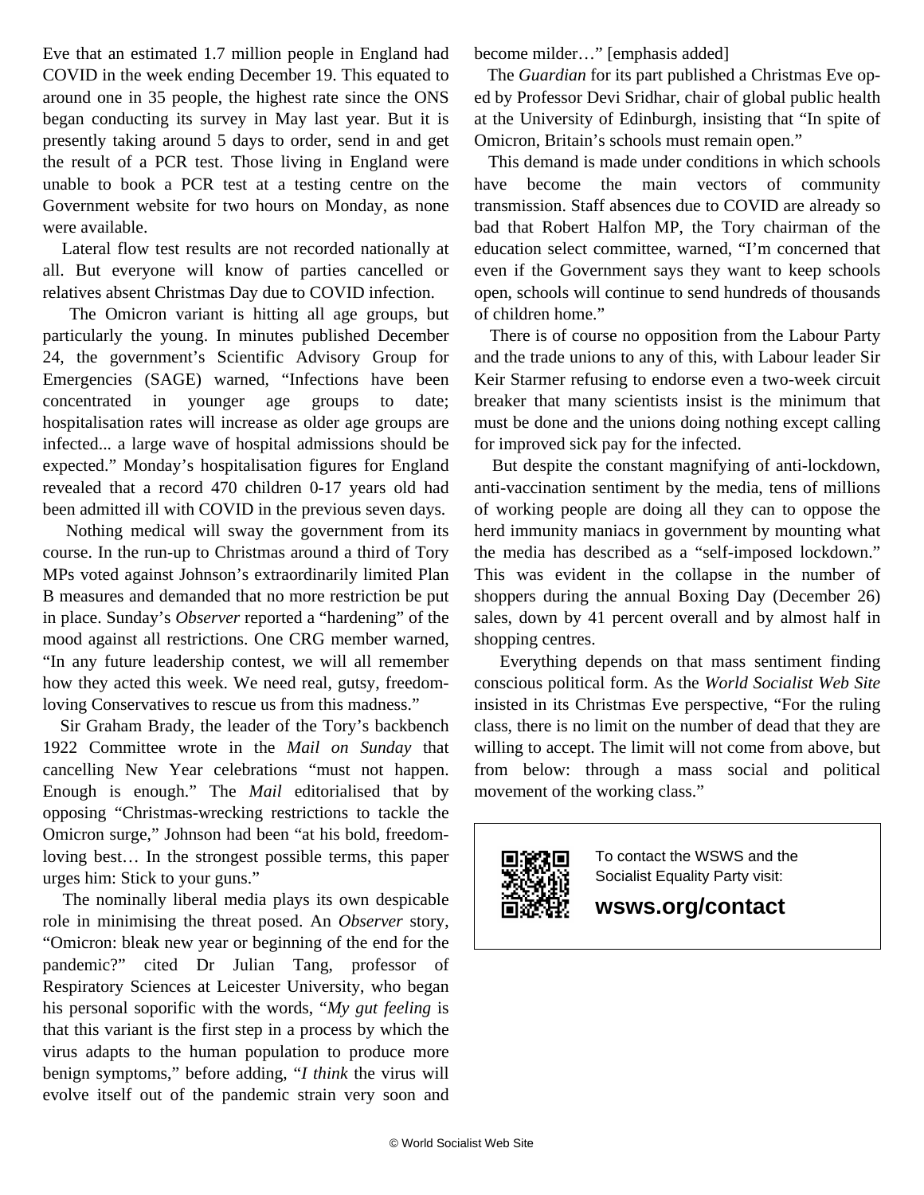Eve that an estimated 1.7 million people in England had COVID in the week ending December 19. This equated to around one in 35 people, the highest rate since the ONS began conducting its survey in May last year. But it is presently taking around 5 days to order, send in and get the result of a PCR test. Those living in England were unable to book a PCR test at a testing centre on the Government website for two hours on Monday, as none were available.

Lateral flow test results are not recorded nationally at all. But everyone will know of parties cancelled or relatives absent Christmas Day due to COVID infection.

The Omicron variant is hitting all age groups, but particularly the young. In minutes published December 24, the government's Scientific Advisory Group for Emergencies (SAGE) warned, "Infections have been concentrated in younger age groups to date; hospitalisation rates will increase as older age groups are infected... a large wave of hospital admissions should be expected." Monday's hospitalisation figures for England revealed that a record 470 children 0-17 years old had been admitted ill with COVID in the previous seven days.

Nothing medical will sway the government from its course. In the run-up to Christmas around a third of Tory MPs voted against Johnson's extraordinarily limited Plan B measures and demanded that no more restriction be put in place. Sunday's *Observer* reported a "hardening" of the mood against all restrictions. One CRG member warned, "In any future leadership contest, we will all remember how they acted this week. We need real, gutsy, freedom-loving Conservatives to rescue us from this madness."

Sir Graham Brady, the leader of the Tory's backbench 1922 Committee wrote in the *Mail on Sunday* that cancelling New Year celebrations "must not happen. Enough is enough." The *Mail* editorialised that by opposing "Christmas-wrecking restrictions to tackle the Omicron surge," Johnson had been "at his bold, freedom-loving best… In the strongest possible terms, this paper urges him: Stick to your guns."

The nominally liberal media plays its own despicable role in minimising the threat posed. An *Observer* story, "Omicron: bleak new year or beginning of the end for the pandemic?" cited Dr Julian Tang, professor of Respiratory Sciences at Leicester University, who began his personal soporific with the words, "*My gut feeling* is that this variant is the first step in a process by which the virus adapts to the human population to produce more benign symptoms," before adding, "*I think* the virus will evolve itself out of the pandemic strain very soon and become milder…" [emphasis added]

The *Guardian* for its part published a Christmas Eve op-ed by Professor Devi Sridhar, chair of global public health at the University of Edinburgh, insisting that "In spite of Omicron, Britain's schools must remain open."

This demand is made under conditions in which schools have become the main vectors of community transmission. Staff absences due to COVID are already so bad that Robert Halfon MP, the Tory chairman of the education select committee, warned, "I'm concerned that even if the Government says they want to keep schools open, schools will continue to send hundreds of thousands of children home."

There is of course no opposition from the Labour Party and the trade unions to any of this, with Labour leader Sir Keir Starmer refusing to endorse even a two-week circuit breaker that many scientists insist is the minimum that must be done and the unions doing nothing except calling for improved sick pay for the infected.

But despite the constant magnifying of anti-lockdown, anti-vaccination sentiment by the media, tens of millions of working people are doing all they can to oppose the herd immunity maniacs in government by mounting what the media has described as a "self-imposed lockdown." This was evident in the collapse in the number of shoppers during the annual Boxing Day (December 26) sales, down by 41 percent overall and by almost half in shopping centres.

Everything depends on that mass sentiment finding conscious political form. As the *World Socialist Web Site* insisted in its Christmas Eve perspective, "For the ruling class, there is no limit on the number of dead that they are willing to accept. The limit will not come from above, but from below: through a mass social and political movement of the working class."

To contact the WSWS and the Socialist Equality Party visit:

**wsws.org/contact**